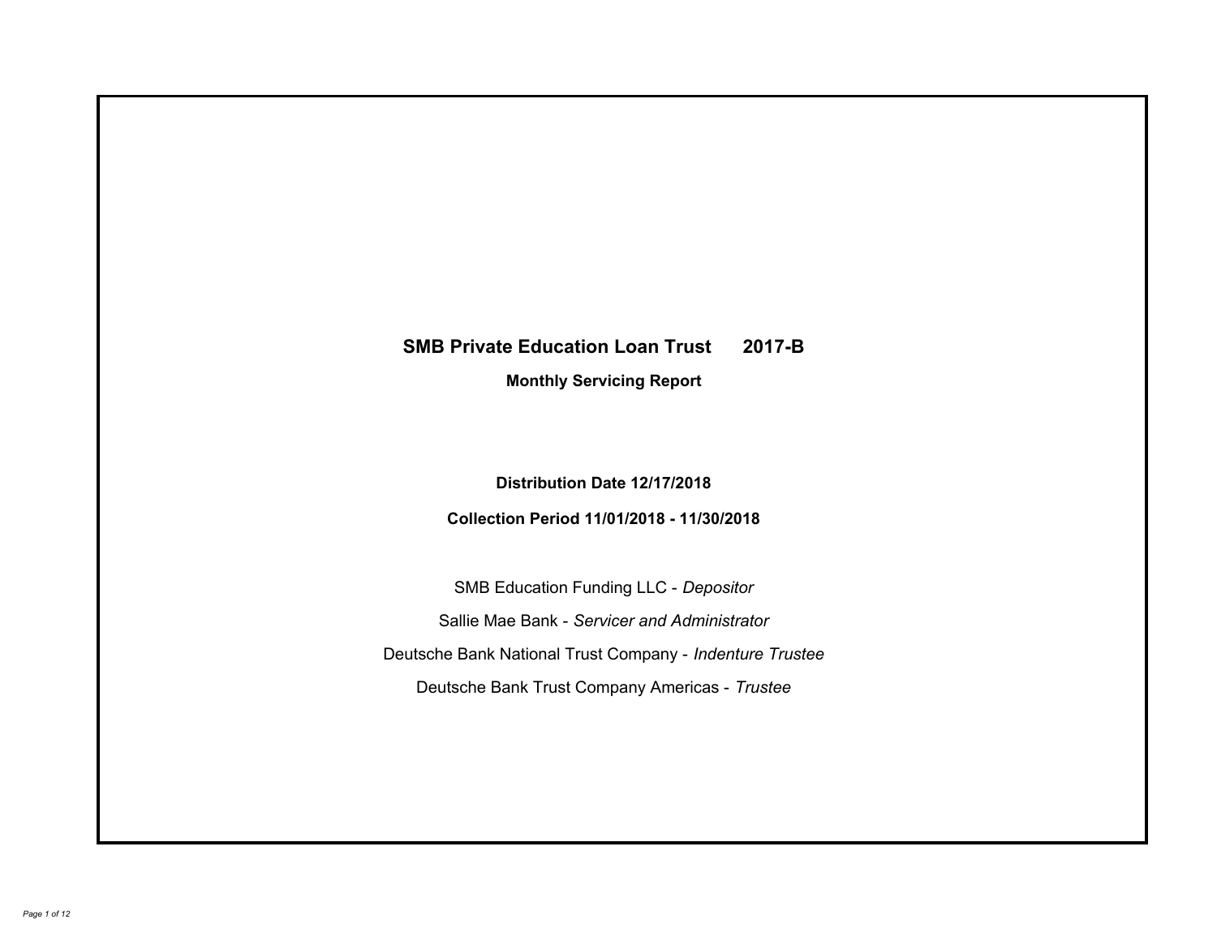# SMB Private Education Loan Trust 2017-B

## Monthly Servicing Report

**Distribution Date 12/17/2018**

**Collection Period 11/01/2018 - 11/30/2018**

SMB Education Funding LLC - *Depositor*

Sallie Mae Bank - *Servicer and Administrator*

Deutsche Bank National Trust Company - *Indenture Trustee*

Deutsche Bank Trust Company Americas - *Trustee*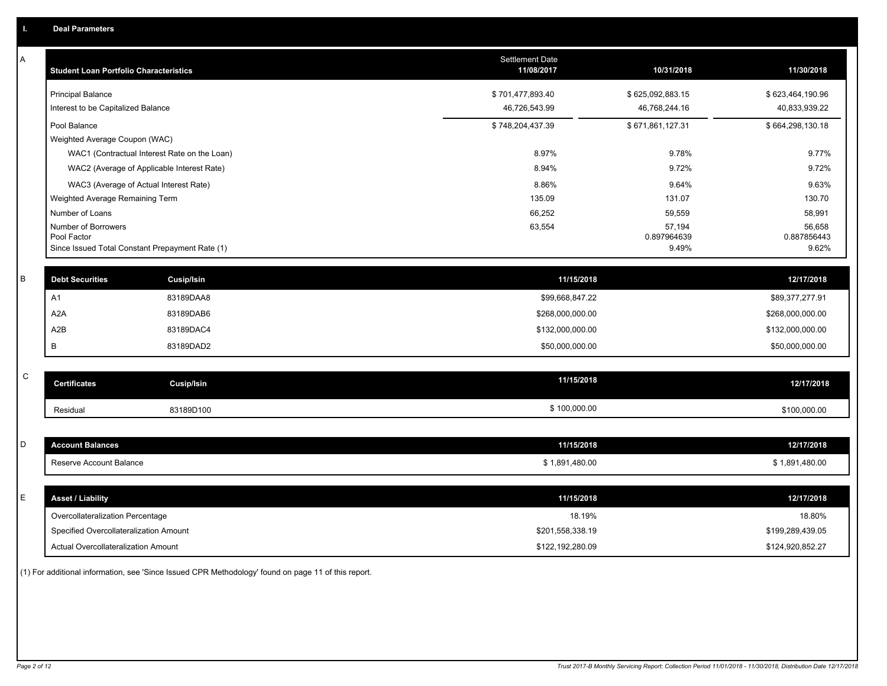# I. Deal Parameters

## A

| Student Loan Portfolio Characteristics | Settlement Date 11/08/2017 | 10/31/2018 | 11/30/2018 |
|---|---|---|---|
| Principal Balance | $ 701,477,893.40 | $ 625,092,883.15 | $ 623,464,190.96 |
| Interest to be Capitalized Balance | 46,726,543.99 | 46,768,244.16 | 40,833,939.22 |
| Pool Balance | $ 748,204,437.39 | $ 671,861,127.31 | $ 664,298,130.18 |
| Weighted Average Coupon (WAC) | | | |
| WAC1 (Contractual Interest Rate on the Loan) | 8.97% | 9.78% | 9.77% |
| WAC2 (Average of Applicable Interest Rate) | 8.94% | 9.72% | 9.72% |
| WAC3 (Average of Actual Interest Rate) | 8.86% | 9.64% | 9.63% |
| Weighted Average Remaining Term | 135.09 | 131.07 | 130.70 |
| Number of Loans | 66,252 | 59,559 | 58,991 |
| Number of Borrowers | 63,554 | 57,194 | 56,658 |
| Pool Factor | | 0.897964639 | 0.887856443 |
| Since Issued Total Constant Prepayment Rate (1) | | 9.49% | 9.62% |

## B

| Debt Securities | Cusip/Isin | 11/15/2018 | 12/17/2018 |
|---|---|---|---|
| A1 | 83189DAA8 | $99,668,847.22 | $89,377,277.91 |
| A2A | 83189DAB6 | $268,000,000.00 | $268,000,000.00 |
| A2B | 83189DAC4 | $132,000,000.00 | $132,000,000.00 |
| B | 83189DAD2 | $50,000,000.00 | $50,000,000.00 |

## C

| Certificates | Cusip/Isin | 11/15/2018 | 12/17/2018 |
|---|---|---|---|
| Residual | 83189D100 | $ 100,000.00 | $100,000.00 |

## D

| Account Balances | 11/15/2018 | 12/17/2018 |
|---|---|---|
| Reserve Account Balance | $ 1,891,480.00 | $ 1,891,480.00 |

## E

| Asset / Liability | 11/15/2018 | 12/17/2018 |
|---|---|---|
| Overcollateralization Percentage | 18.19% | 18.80% |
| Specified Overcollateralization Amount | $201,558,338.19 | $199,289,439.05 |
| Actual Overcollateralization Amount | $122,192,280.09 | $124,920,852.27 |

(1) For additional information, see 'Since Issued CPR Methodology' found on page 11 of this report.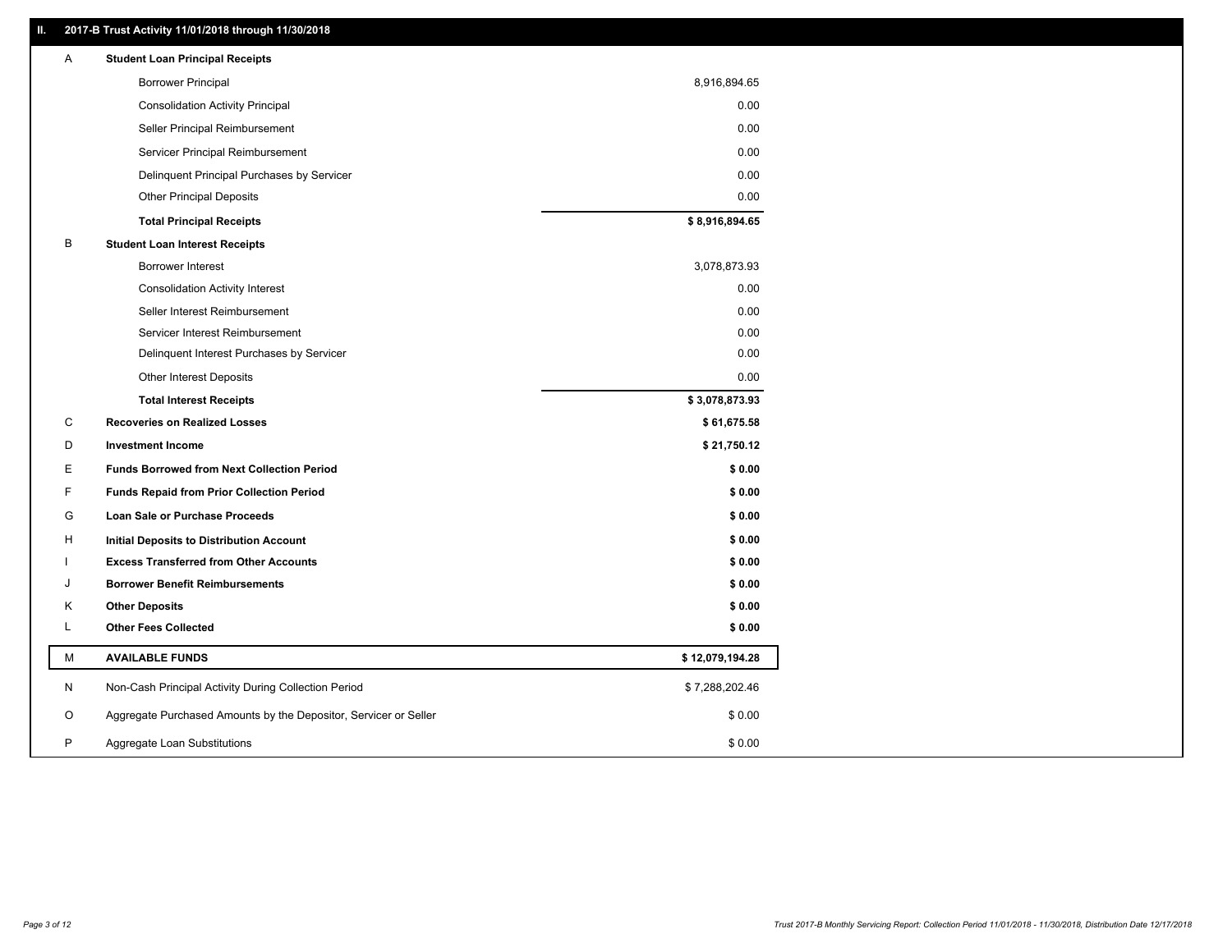## II. 2017-B Trust Activity 11/01/2018 through 11/30/2018

| | | |
|---|---|---|
| A | **Student Loan Principal Receipts** | |
| | Borrower Principal | 8,916,894.65 |
| | Consolidation Activity Principal | 0.00 |
| | Seller Principal Reimbursement | 0.00 |
| | Servicer Principal Reimbursement | 0.00 |
| | Delinquent Principal Purchases by Servicer | 0.00 |
| | Other Principal Deposits | 0.00 |
| | **Total Principal Receipts** | **$ 8,916,894.65** |
| B | **Student Loan Interest Receipts** | |
| | Borrower Interest | 3,078,873.93 |
| | Consolidation Activity Interest | 0.00 |
| | Seller Interest Reimbursement | 0.00 |
| | Servicer Interest Reimbursement | 0.00 |
| | Delinquent Interest Purchases by Servicer | 0.00 |
| | Other Interest Deposits | 0.00 |
| | **Total Interest Receipts** | **$ 3,078,873.93** |
| C | **Recoveries on Realized Losses** | **$ 61,675.58** |
| D | **Investment Income** | **$ 21,750.12** |
| E | **Funds Borrowed from Next Collection Period** | **$ 0.00** |
| F | **Funds Repaid from Prior Collection Period** | **$ 0.00** |
| G | **Loan Sale or Purchase Proceeds** | **$ 0.00** |
| H | **Initial Deposits to Distribution Account** | **$ 0.00** |
| I | **Excess Transferred from Other Accounts** | **$ 0.00** |
| J | **Borrower Benefit Reimbursements** | **$ 0.00** |
| K | **Other Deposits** | **$ 0.00** |
| L | **Other Fees Collected** | **$ 0.00** |
| M | **AVAILABLE FUNDS** | **$ 12,079,194.28** |
| N | Non-Cash Principal Activity During Collection Period | $ 7,288,202.46 |
| O | Aggregate Purchased Amounts by the Depositor, Servicer or Seller | $ 0.00 |
| P | Aggregate Loan Substitutions | $ 0.00 |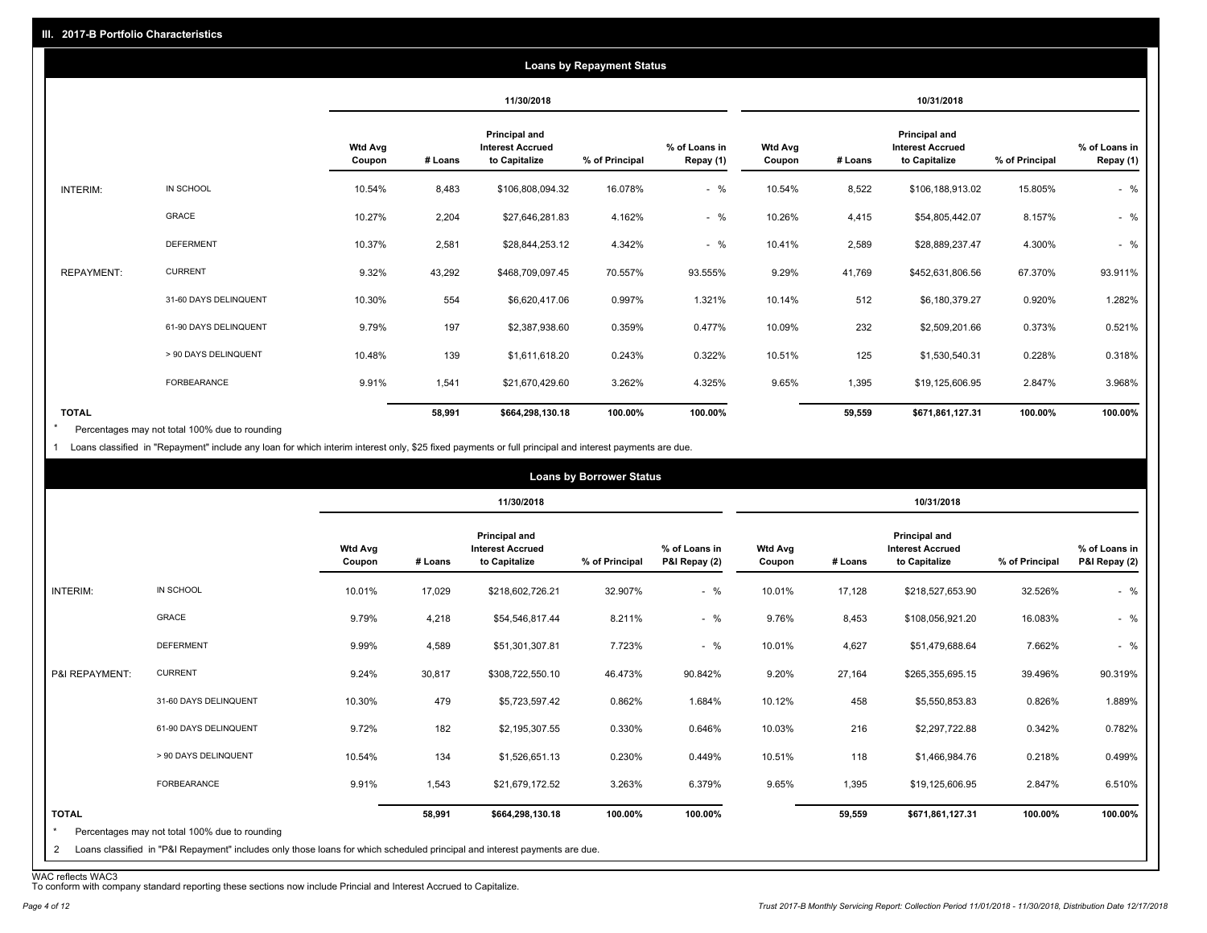## III. 2017-B Portfolio Characteristics

### Loans by Repayment Status

| | | 11/30/2018 | | | | | 10/31/2018 | | | | |
|---|---|---|---|---|---|---|---|---|---|---|---|
| | | Wtd Avg Coupon | # Loans | Principal and Interest Accrued to Capitalize | % of Principal | % of Loans in Repay (1) | Wtd Avg Coupon | # Loans | Principal and Interest Accrued to Capitalize | % of Principal | % of Loans in Repay (1) |
| INTERIM: | IN SCHOOL | 10.54% | 8,483 | $106,808,094.32 | 16.078% | - % | 10.54% | 8,522 | $106,188,913.02 | 15.805% | - % |
| | GRACE | 10.27% | 2,204 | $27,646,281.83 | 4.162% | - % | 10.26% | 4,415 | $54,805,442.07 | 8.157% | - % |
| | DEFERMENT | 10.37% | 2,581 | $28,844,253.12 | 4.342% | - % | 10.41% | 2,589 | $28,889,237.47 | 4.300% | - % |
| REPAYMENT: | CURRENT | 9.32% | 43,292 | $468,709,097.45 | 70.557% | 93.555% | 9.29% | 41,769 | $452,631,806.56 | 67.370% | 93.911% |
| | 31-60 DAYS DELINQUENT | 10.30% | 554 | $6,620,417.06 | 0.997% | 1.321% | 10.14% | 512 | $6,180,379.27 | 0.920% | 1.282% |
| | 61-90 DAYS DELINQUENT | 9.79% | 197 | $2,387,938.60 | 0.359% | 0.477% | 10.09% | 232 | $2,509,201.66 | 0.373% | 0.521% |
| | > 90 DAYS DELINQUENT | 10.48% | 139 | $1,611,618.20 | 0.243% | 0.322% | 10.51% | 125 | $1,530,540.31 | 0.228% | 0.318% |
| | FORBEARANCE | 9.91% | 1,541 | $21,670,429.60 | 3.262% | 4.325% | 9.65% | 1,395 | $19,125,606.95 | 2.847% | 3.968% |
| TOTAL | | | 58,991 | $664,298,130.18 | 100.00% | 100.00% | | 59,559 | $671,861,127.31 | 100.00% | 100.00% |

\* Percentages may not total 100% due to rounding

1 Loans classified in "Repayment" include any loan for which interim interest only, $25 fixed payments or full principal and interest payments are due.

### Loans by Borrower Status

| | | 11/30/2018 | | | | | 10/31/2018 | | | | |
|---|---|---|---|---|---|---|---|---|---|---|---|
| | | Wtd Avg Coupon | # Loans | Principal and Interest Accrued to Capitalize | % of Principal | % of Loans in P&I Repay (2) | Wtd Avg Coupon | # Loans | Principal and Interest Accrued to Capitalize | % of Principal | % of Loans in P&I Repay (2) |
| INTERIM: | IN SCHOOL | 10.01% | 17,029 | $218,602,726.21 | 32.907% | - % | 10.01% | 17,128 | $218,527,653.90 | 32.526% | - % |
| | GRACE | 9.79% | 4,218 | $54,546,817.44 | 8.211% | - % | 9.76% | 8,453 | $108,056,921.20 | 16.083% | - % |
| | DEFERMENT | 9.99% | 4,589 | $51,301,307.81 | 7.723% | - % | 10.01% | 4,627 | $51,479,688.64 | 7.662% | - % |
| P&I REPAYMENT: | CURRENT | 9.24% | 30,817 | $308,722,550.10 | 46.473% | 90.842% | 9.20% | 27,164 | $265,355,695.15 | 39.496% | 90.319% |
| | 31-60 DAYS DELINQUENT | 10.30% | 479 | $5,723,597.42 | 0.862% | 1.684% | 10.12% | 458 | $5,550,853.83 | 0.826% | 1.889% |
| | 61-90 DAYS DELINQUENT | 9.72% | 182 | $2,195,307.55 | 0.330% | 0.646% | 10.03% | 216 | $2,297,722.88 | 0.342% | 0.782% |
| | > 90 DAYS DELINQUENT | 10.54% | 134 | $1,526,651.13 | 0.230% | 0.449% | 10.51% | 118 | $1,466,984.76 | 0.218% | 0.499% |
| | FORBEARANCE | 9.91% | 1,543 | $21,679,172.52 | 3.263% | 6.379% | 9.65% | 1,395 | $19,125,606.95 | 2.847% | 6.510% |
| TOTAL | | | 58,991 | $664,298,130.18 | 100.00% | 100.00% | | 59,559 | $671,861,127.31 | 100.00% | 100.00% |

\* Percentages may not total 100% due to rounding

2 Loans classified in "P&I Repayment" includes only those loans for which scheduled principal and interest payments are due.

WAC reflects WAC3

To conform with company standard reporting these sections now include Princial and Interest Accrued to Capitalize.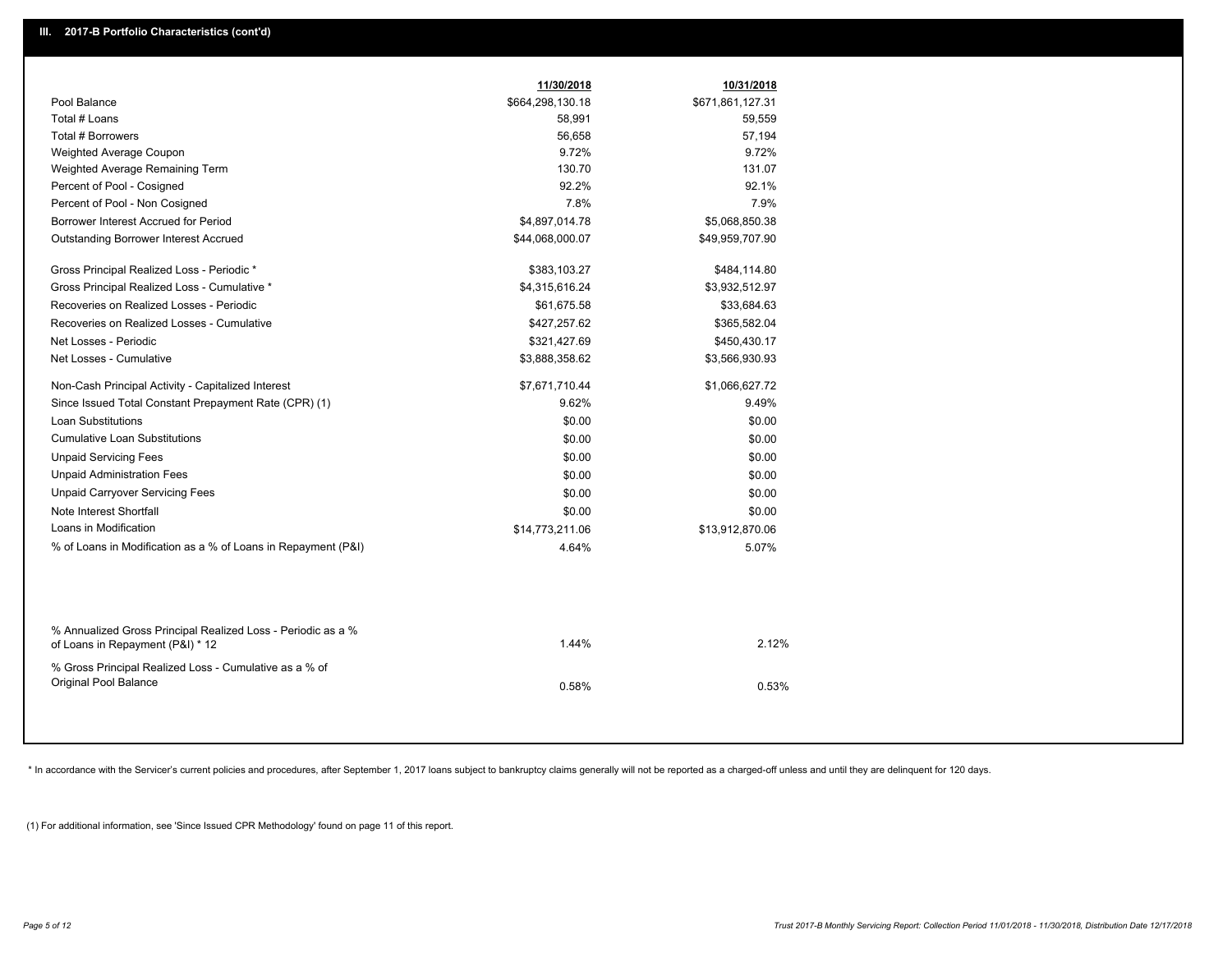## III. 2017-B Portfolio Characteristics (cont'd)

| | 11/30/2018 | 10/31/2018 |
|---|---|---|
| Pool Balance | $664,298,130.18 | $671,861,127.31 |
| Total # Loans | 58,991 | 59,559 |
| Total # Borrowers | 56,658 | 57,194 |
| Weighted Average Coupon | 9.72% | 9.72% |
| Weighted Average Remaining Term | 130.70 | 131.07 |
| Percent of Pool - Cosigned | 92.2% | 92.1% |
| Percent of Pool - Non Cosigned | 7.8% | 7.9% |
| Borrower Interest Accrued for Period | $4,897,014.78 | $5,068,850.38 |
| Outstanding Borrower Interest Accrued | $44,068,000.07 | $49,959,707.90 |
| Gross Principal Realized Loss - Periodic * | $383,103.27 | $484,114.80 |
| Gross Principal Realized Loss - Cumulative * | $4,315,616.24 | $3,932,512.97 |
| Recoveries on Realized Losses - Periodic | $61,675.58 | $33,684.63 |
| Recoveries on Realized Losses - Cumulative | $427,257.62 | $365,582.04 |
| Net Losses - Periodic | $321,427.69 | $450,430.17 |
| Net Losses - Cumulative | $3,888,358.62 | $3,566,930.93 |
| Non-Cash Principal Activity - Capitalized Interest | $7,671,710.44 | $1,066,627.72 |
| Since Issued Total Constant Prepayment Rate (CPR) (1) | 9.62% | 9.49% |
| Loan Substitutions | $0.00 | $0.00 |
| Cumulative Loan Substitutions | $0.00 | $0.00 |
| Unpaid Servicing Fees | $0.00 | $0.00 |
| Unpaid Administration Fees | $0.00 | $0.00 |
| Unpaid Carryover Servicing Fees | $0.00 | $0.00 |
| Note Interest Shortfall | $0.00 | $0.00 |
| Loans in Modification | $14,773,211.06 | $13,912,870.06 |
| % of Loans in Modification as a % of Loans in Repayment (P&I) | 4.64% | 5.07% |
| % Annualized Gross Principal Realized Loss - Periodic as a % of Loans in Repayment (P&I) * 12 | 1.44% | 2.12% |
| % Gross Principal Realized Loss - Cumulative as a % of Original Pool Balance | 0.58% | 0.53% |

* In accordance with the Servicer's current policies and procedures, after September 1, 2017 loans subject to bankruptcy claims generally will not be reported as a charged-off unless and until they are delinquent for 120 days.

(1) For additional information, see 'Since Issued CPR Methodology' found on page 11 of this report.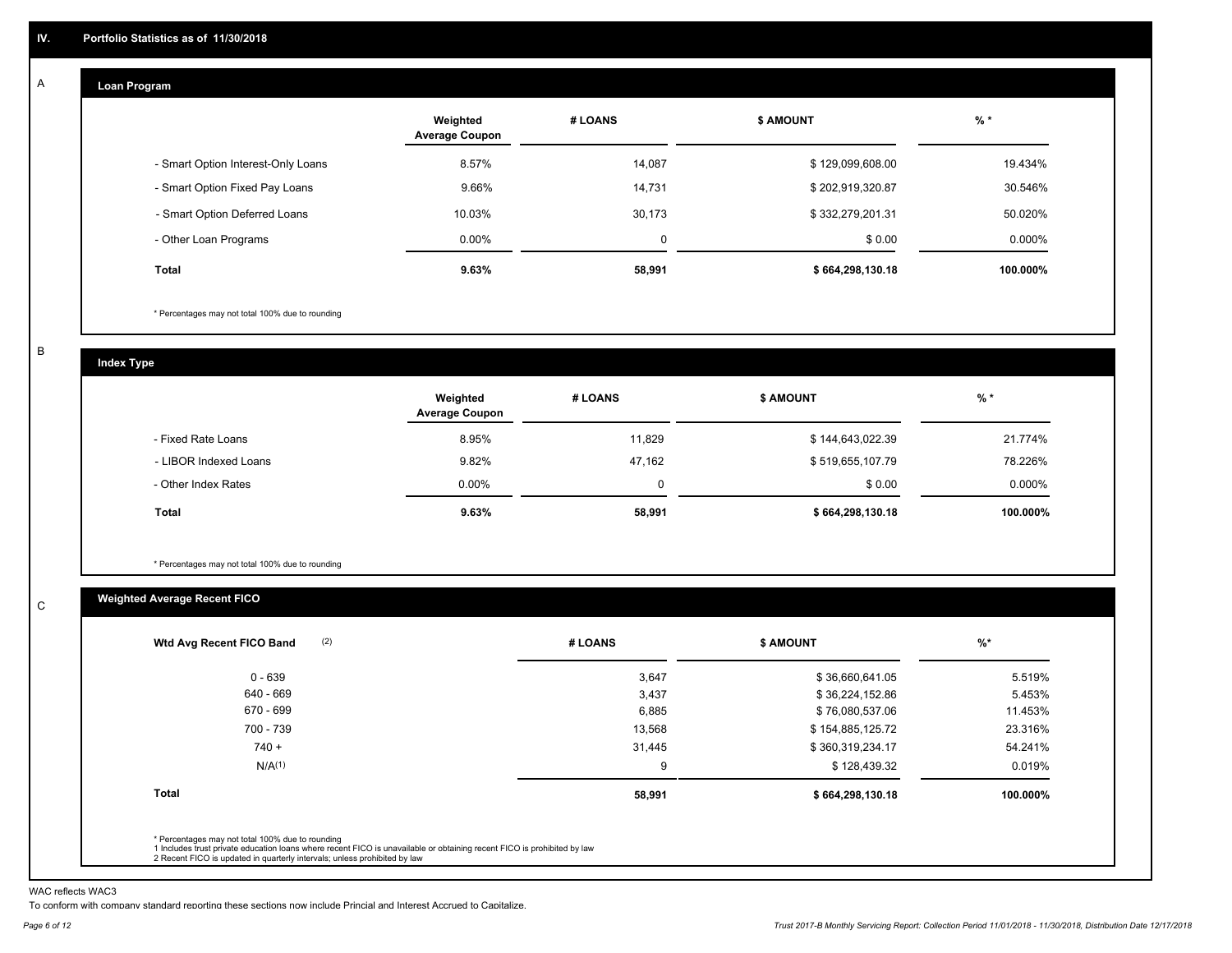## IV. Portfolio Statistics as of 11/30/2018

### A Loan Program

| | Weighted Average Coupon | # LOANS | $ AMOUNT | % * |
|---|---|---|---|---|
| - Smart Option Interest-Only Loans | 8.57% | 14,087 | $ 129,099,608.00 | 19.434% |
| - Smart Option Fixed Pay Loans | 9.66% | 14,731 | $ 202,919,320.87 | 30.546% |
| - Smart Option Deferred Loans | 10.03% | 30,173 | $ 332,279,201.31 | 50.020% |
| - Other Loan Programs | 0.00% | 0 | $ 0.00 | 0.000% |
| **Total** | **9.63%** | **58,991** | **$ 664,298,130.18** | **100.000%** |

* Percentages may not total 100% due to rounding

### B Index Type

| | Weighted Average Coupon | # LOANS | $ AMOUNT | % * |
|---|---|---|---|---|
| - Fixed Rate Loans | 8.95% | 11,829 | $ 144,643,022.39 | 21.774% |
| - LIBOR Indexed Loans | 9.82% | 47,162 | $ 519,655,107.79 | 78.226% |
| - Other Index Rates | 0.00% | 0 | $ 0.00 | 0.000% |
| **Total** | **9.63%** | **58,991** | **$ 664,298,130.18** | **100.000%** |

* Percentages may not total 100% due to rounding

### C Weighted Average Recent FICO

| Wtd Avg Recent FICO Band (2) | # LOANS | $ AMOUNT | %* |
|---|---|---|---|
| 0 - 639 | 3,647 | $ 36,660,641.05 | 5.519% |
| 640 - 669 | 3,437 | $ 36,224,152.86 | 5.453% |
| 670 - 699 | 6,885 | $ 76,080,537.06 | 11.453% |
| 700 - 739 | 13,568 | $ 154,885,125.72 | 23.316% |
| 740 + | 31,445 | $ 360,319,234.17 | 54.241% |
| N/A(1) | 9 | $ 128,439.32 | 0.019% |
| **Total** | **58,991** | **$ 664,298,130.18** | **100.000%** |

* Percentages may not total 100% due to rounding
1 Includes trust private education loans where recent FICO is unavailable or obtaining recent FICO is prohibited by law
2 Recent FICO is updated in quarterly intervals; unless prohibited by law

WAC reflects WAC3

To conform with company standard reporting these sections now include Princial and Interest Accrued to Capitalize.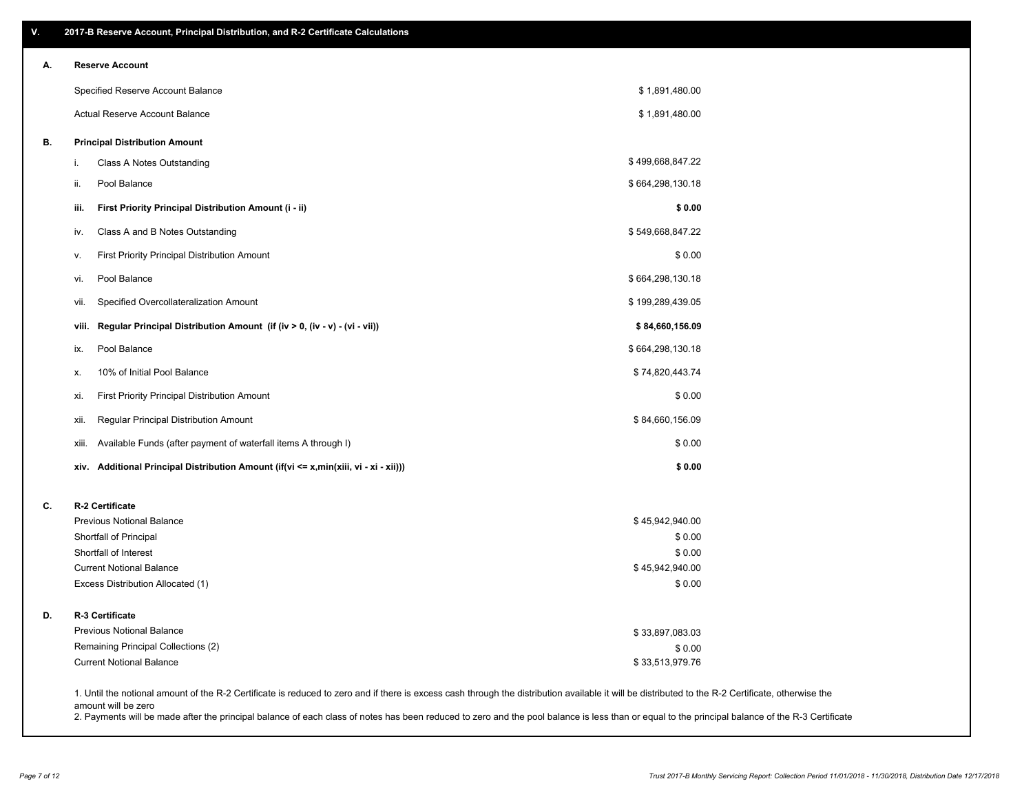## V. 2017-B Reserve Account, Principal Distribution, and R-2 Certificate Calculations

### A. Reserve Account

| | |
|---|---|
| Specified Reserve Account Balance | $ 1,891,480.00 |
| Actual Reserve Account Balance | $ 1,891,480.00 |

### B. Principal Distribution Amount

| | | |
|---|---|---|
| i. | Class A Notes Outstanding | $ 499,668,847.22 |
| ii. | Pool Balance | $ 664,298,130.18 |
| **iii.** | **First Priority Principal Distribution Amount (i - ii)** | **$ 0.00** |
| iv. | Class A and B Notes Outstanding | $ 549,668,847.22 |
| v. | First Priority Principal Distribution Amount | $ 0.00 |
| vi. | Pool Balance | $ 664,298,130.18 |
| vii. | Specified Overcollateralization Amount | $ 199,289,439.05 |
| **viii.** | **Regular Principal Distribution Amount (if (iv > 0, (iv - v) - (vi - vii))** | **$ 84,660,156.09** |
| ix. | Pool Balance | $ 664,298,130.18 |
| x. | 10% of Initial Pool Balance | $ 74,820,443.74 |
| xi. | First Priority Principal Distribution Amount | $ 0.00 |
| xii. | Regular Principal Distribution Amount | $ 84,660,156.09 |
| xiii. | Available Funds (after payment of waterfall items A through I) | $ 0.00 |
| **xiv.** | **Additional Principal Distribution Amount (if(vi <= x,min(xiii, vi - xi - xii)))** | **$ 0.00** |

### C. R-2 Certificate

| | |
|---|---|
| Previous Notional Balance | $ 45,942,940.00 |
| Shortfall of Principal | $ 0.00 |
| Shortfall of Interest | $ 0.00 |
| Current Notional Balance | $ 45,942,940.00 |
| Excess Distribution Allocated (1) | $ 0.00 |

### D. R-3 Certificate

| | |
|---|---|
| Previous Notional Balance | $ 33,897,083.03 |
| Remaining Principal Collections (2) | $ 0.00 |
| Current Notional Balance | $ 33,513,979.76 |

1. Until the notional amount of the R-2 Certificate is reduced to zero and if there is excess cash through the distribution available it will be distributed to the R-2 Certificate, otherwise the amount will be zero
2. Payments will be made after the principal balance of each class of notes has been reduced to zero and the pool balance is less than or equal to the principal balance of the R-3 Certificate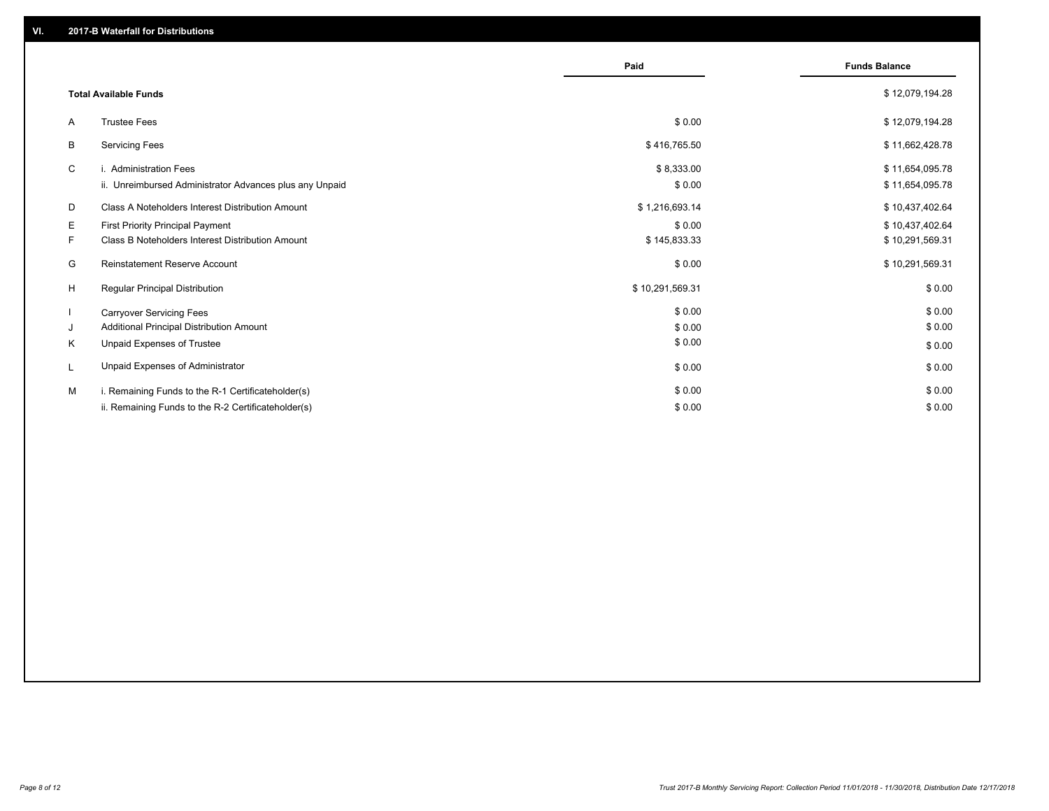## VI. 2017-B Waterfall for Distributions

| | | Paid | Funds Balance |
|---|---|---|---|
| | **Total Available Funds** | | $ 12,079,194.28 |
| A | Trustee Fees | $ 0.00 | $ 12,079,194.28 |
| B | Servicing Fees | $ 416,765.50 | $ 11,662,428.78 |
| C | i. Administration Fees | $ 8,333.00 | $ 11,654,095.78 |
| | ii. Unreimbursed Administrator Advances plus any Unpaid | $ 0.00 | $ 11,654,095.78 |
| D | Class A Noteholders Interest Distribution Amount | $ 1,216,693.14 | $ 10,437,402.64 |
| E | First Priority Principal Payment | $ 0.00 | $ 10,437,402.64 |
| F | Class B Noteholders Interest Distribution Amount | $ 145,833.33 | $ 10,291,569.31 |
| G | Reinstatement Reserve Account | $ 0.00 | $ 10,291,569.31 |
| H | Regular Principal Distribution | $ 10,291,569.31 | $ 0.00 |
| I | Carryover Servicing Fees | $ 0.00 | $ 0.00 |
| J | Additional Principal Distribution Amount | $ 0.00 | $ 0.00 |
| K | Unpaid Expenses of Trustee | $ 0.00 | $ 0.00 |
| L | Unpaid Expenses of Administrator | $ 0.00 | $ 0.00 |
| M | i. Remaining Funds to the R-1 Certificateholder(s) | $ 0.00 | $ 0.00 |
| | ii. Remaining Funds to the R-2 Certificateholder(s) | $ 0.00 | $ 0.00 |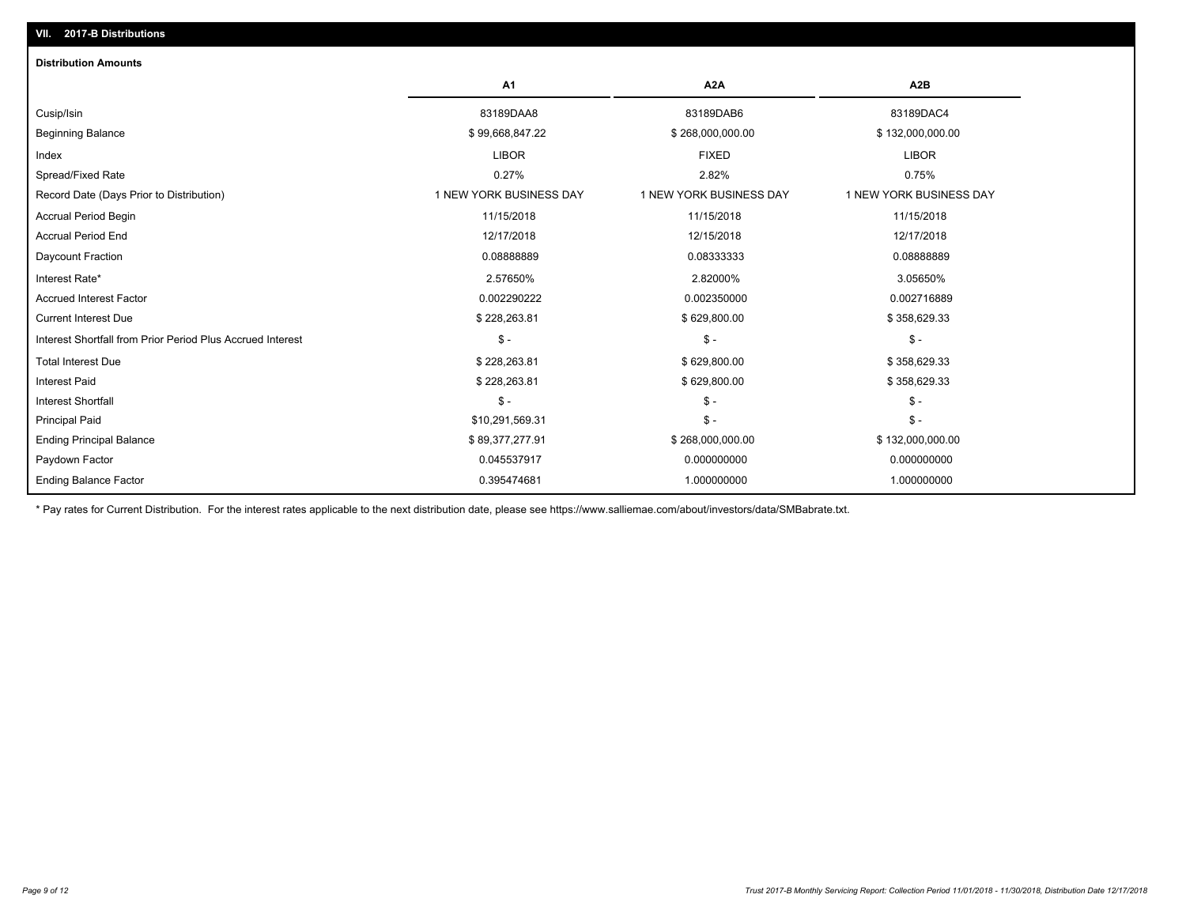## VII. 2017-B Distributions

### Distribution Amounts

| | A1 | A2A | A2B |
|---|---|---|---|
| Cusip/Isin | 83189DAA8 | 83189DAB6 | 83189DAC4 |
| Beginning Balance | $ 99,668,847.22 | $ 268,000,000.00 | $ 132,000,000.00 |
| Index | LIBOR | FIXED | LIBOR |
| Spread/Fixed Rate | 0.27% | 2.82% | 0.75% |
| Record Date (Days Prior to Distribution) | 1 NEW YORK BUSINESS DAY | 1 NEW YORK BUSINESS DAY | 1 NEW YORK BUSINESS DAY |
| Accrual Period Begin | 11/15/2018 | 11/15/2018 | 11/15/2018 |
| Accrual Period End | 12/17/2018 | 12/15/2018 | 12/17/2018 |
| Daycount Fraction | 0.08888889 | 0.08333333 | 0.08888889 |
| Interest Rate* | 2.57650% | 2.82000% | 3.05650% |
| Accrued Interest Factor | 0.002290222 | 0.002350000 | 0.002716889 |
| Current Interest Due | $ 228,263.81 | $ 629,800.00 | $ 358,629.33 |
| Interest Shortfall from Prior Period Plus Accrued Interest | $ - | $ - | $ - |
| Total Interest Due | $ 228,263.81 | $ 629,800.00 | $ 358,629.33 |
| Interest Paid | $ 228,263.81 | $ 629,800.00 | $ 358,629.33 |
| Interest Shortfall | $ - | $ - | $ - |
| Principal Paid | $10,291,569.31 | $ - | $ - |
| Ending Principal Balance | $ 89,377,277.91 | $ 268,000,000.00 | $ 132,000,000.00 |
| Paydown Factor | 0.045537917 | 0.000000000 | 0.000000000 |
| Ending Balance Factor | 0.395474681 | 1.000000000 | 1.000000000 |

* Pay rates for Current Distribution. For the interest rates applicable to the next distribution date, please see https://www.salliemae.com/about/investors/data/SMBabrate.txt.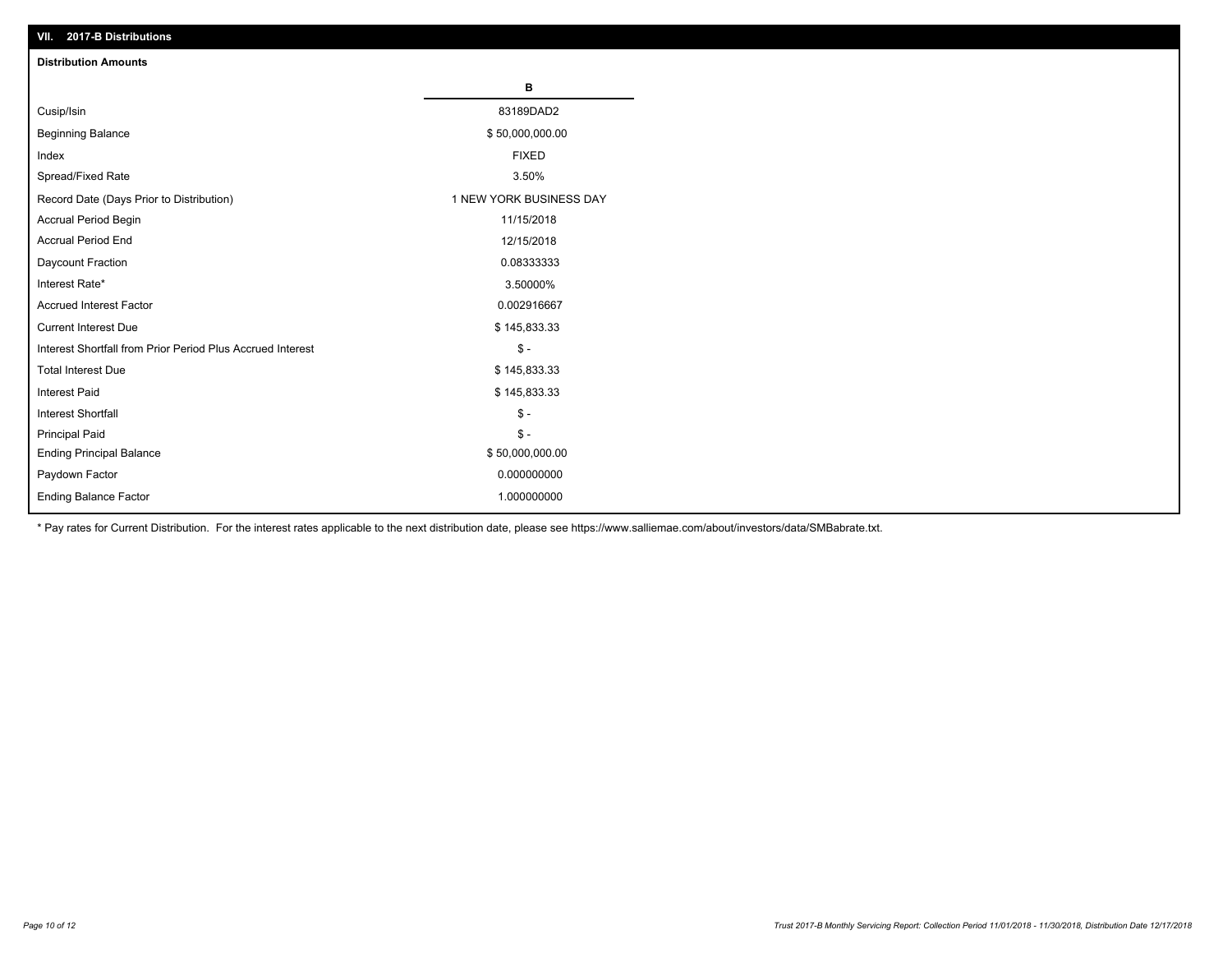## VII. 2017-B Distributions

### Distribution Amounts

| | B |
|---|---|
| Cusip/Isin | 83189DAD2 |
| Beginning Balance | $ 50,000,000.00 |
| Index | FIXED |
| Spread/Fixed Rate | 3.50% |
| Record Date (Days Prior to Distribution) | 1 NEW YORK BUSINESS DAY |
| Accrual Period Begin | 11/15/2018 |
| Accrual Period End | 12/15/2018 |
| Daycount Fraction | 0.08333333 |
| Interest Rate* | 3.50000% |
| Accrued Interest Factor | 0.002916667 |
| Current Interest Due | $ 145,833.33 |
| Interest Shortfall from Prior Period Plus Accrued Interest | $ - |
| Total Interest Due | $ 145,833.33 |
| Interest Paid | $ 145,833.33 |
| Interest Shortfall | $ - |
| Principal Paid | $ - |
| Ending Principal Balance | $ 50,000,000.00 |
| Paydown Factor | 0.000000000 |
| Ending Balance Factor | 1.000000000 |

* Pay rates for Current Distribution. For the interest rates applicable to the next distribution date, please see https://www.salliemae.com/about/investors/data/SMBabrate.txt.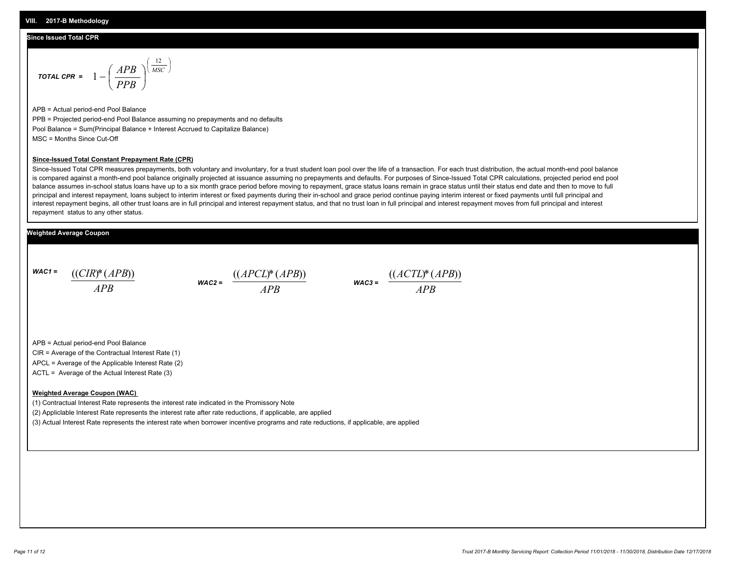## VIII. 2017-B Methodology

### Since Issued Total CPR

$$\textit{TOTAL CPR} = 1 - \left( \frac{APB}{PPB} \right)^{\left( \frac{12}{MSC} \right)}$$

APB = Actual period-end Pool Balance

PPB = Projected period-end Pool Balance assuming no prepayments and no defaults

Pool Balance = Sum(Principal Balance + Interest Accrued to Capitalize Balance)

MSC = Months Since Cut-Off

**Since-Issued Total Constant Prepayment Rate (CPR)**

Since-Issued Total CPR measures prepayments, both voluntary and involuntary, for a trust student loan pool over the life of a transaction. For each trust distribution, the actual month-end pool balance is compared against a month-end pool balance originally projected at issuance assuming no prepayments and defaults. For purposes of Since-Issued Total CPR calculations, projected period end pool balance assumes in-school status loans have up to a six month grace period before moving to repayment, grace status loans remain in grace status until their status end date and then to move to full principal and interest repayment, loans subject to interim interest or fixed payments during their in-school and grace period continue paying interim interest or fixed payments until full principal and interest repayment begins, all other trust loans are in full principal and interest repayment status, and that no trust loan in full principal and interest repayment moves from full principal and interest repayment status to any other status.

### Weighted Average Coupon

$$\textit{WAC1} = \frac{((CIR)*(APB))}{APB} \qquad \textit{WAC2} = \frac{((APCL)*(APB))}{APB} \qquad \textit{WAC3} = \frac{((ACTL)*(APB))}{APB}$$

APB = Actual period-end Pool Balance

CIR = Average of the Contractual Interest Rate (1)

APCL = Average of the Applicable Interest Rate (2)

ACTL = Average of the Actual Interest Rate (3)

**Weighted Average Coupon (WAC)**

(1) Contractual Interest Rate represents the interest rate indicated in the Promissory Note

(2) Appliclable Interest Rate represents the interest rate after rate reductions, if applicable, are applied

(3) Actual Interest Rate represents the interest rate when borrower incentive programs and rate reductions, if applicable, are applied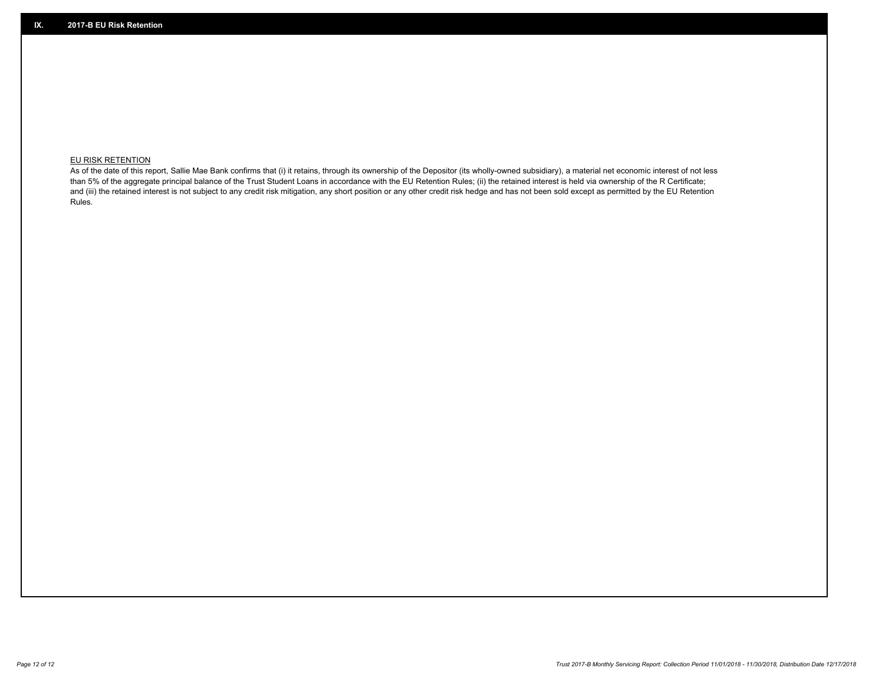## IX. 2017-B EU Risk Retention

EU RISK RETENTION

As of the date of this report, Sallie Mae Bank confirms that (i) it retains, through its ownership of the Depositor (its wholly-owned subsidiary), a material net economic interest of not less than 5% of the aggregate principal balance of the Trust Student Loans in accordance with the EU Retention Rules; (ii) the retained interest is held via ownership of the R Certificate; and (iii) the retained interest is not subject to any credit risk mitigation, any short position or any other credit risk hedge and has not been sold except as permitted by the EU Retention Rules.